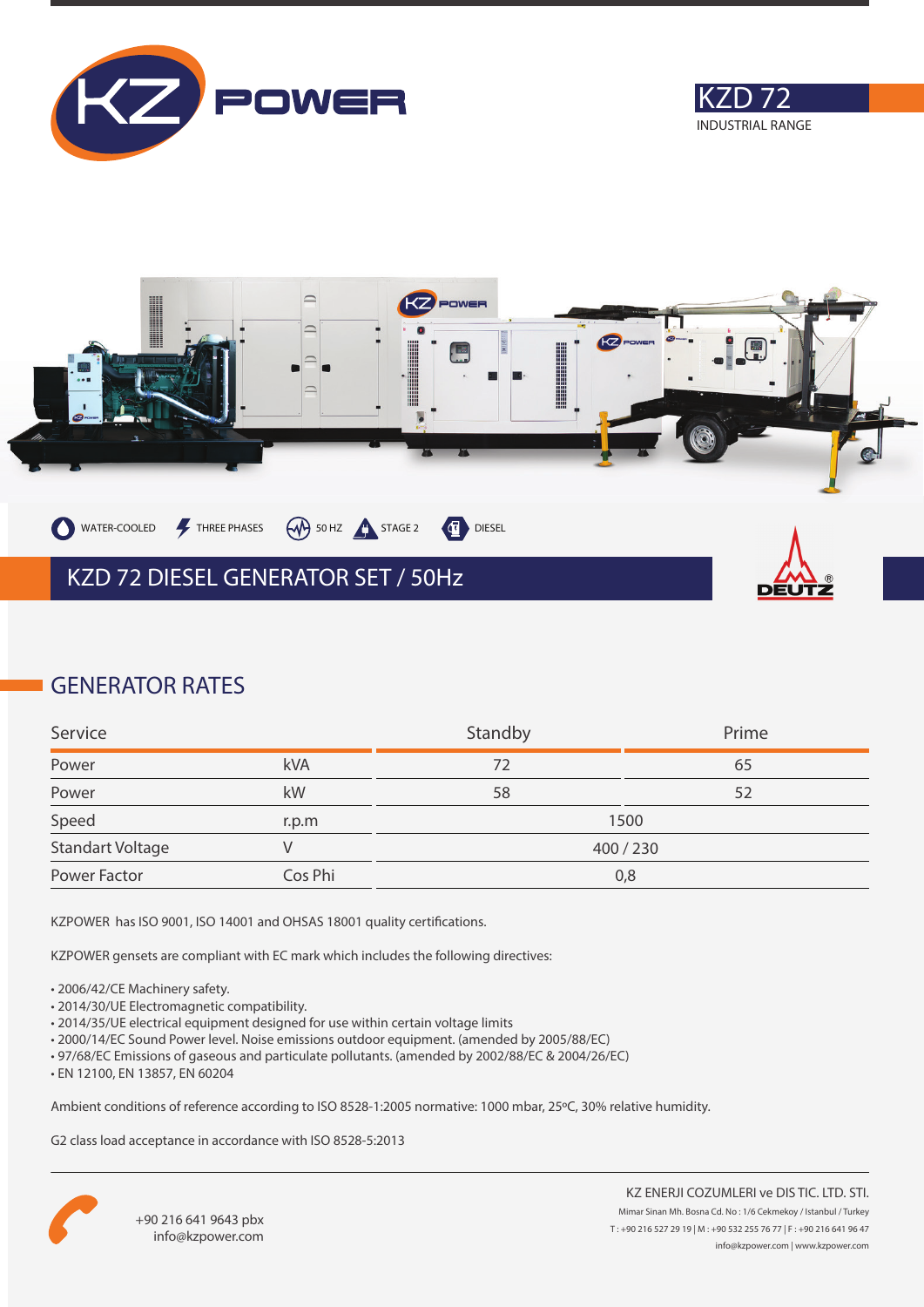KZ POWER

# KZD 72

INDUSTRIAL RANGE

WATER-COOLED | THREE PHASES | 50 HZ | STAGE 2 | DIESEL

## KZD 72 DIESEL GENERATOR SET / 50Hz

DEUTZ

## GENERATOR RATES

| Service | | Standby | Prime |
|---|---|---|---|
| Power | kVA | 72 | 65 |
| Power | kW | 58 | 52 |
| Speed | r.p.m | 1500 | |
| Standart Voltage | V | 400 / 230 | |
| Power Factor | Cos Phi | 0,8 | |

KZPOWER has ISO 9001, ISO 14001 and OHSAS 18001 quality certifications.

KZPOWER gensets are compliant with EC mark which includes the following directives:

- 2006/42/CE Machinery safety.
- 2014/30/UE Electromagnetic compatibility.
- 2014/35/UE electrical equipment designed for use within certain voltage limits
- 2000/14/EC Sound Power level. Noise emissions outdoor equipment. (amended by 2005/88/EC)
- 97/68/EC Emissions of gaseous and particulate pollutants. (amended by 2002/88/EC & 2004/26/EC)
- EN 12100, EN 13857, EN 60204

Ambient conditions of reference according to ISO 8528-1:2005 normative: 1000 mbar, 25ºC, 30% relative humidity.

G2 class load acceptance in accordance with ISO 8528-5:2013

+90 216 641 9643 pbx
info@kzpower.com

KZ ENERJI COZUMLERI ve DIS TIC. LTD. STI.
Mimar Sinan Mh. Bosna Cd. No : 1/6 Cekmekoy / Istanbul / Turkey
T : +90 216 527 29 19 | M : +90 532 255 76 77 | F : +90 216 641 96 47
info@kzpower.com | www.kzpower.com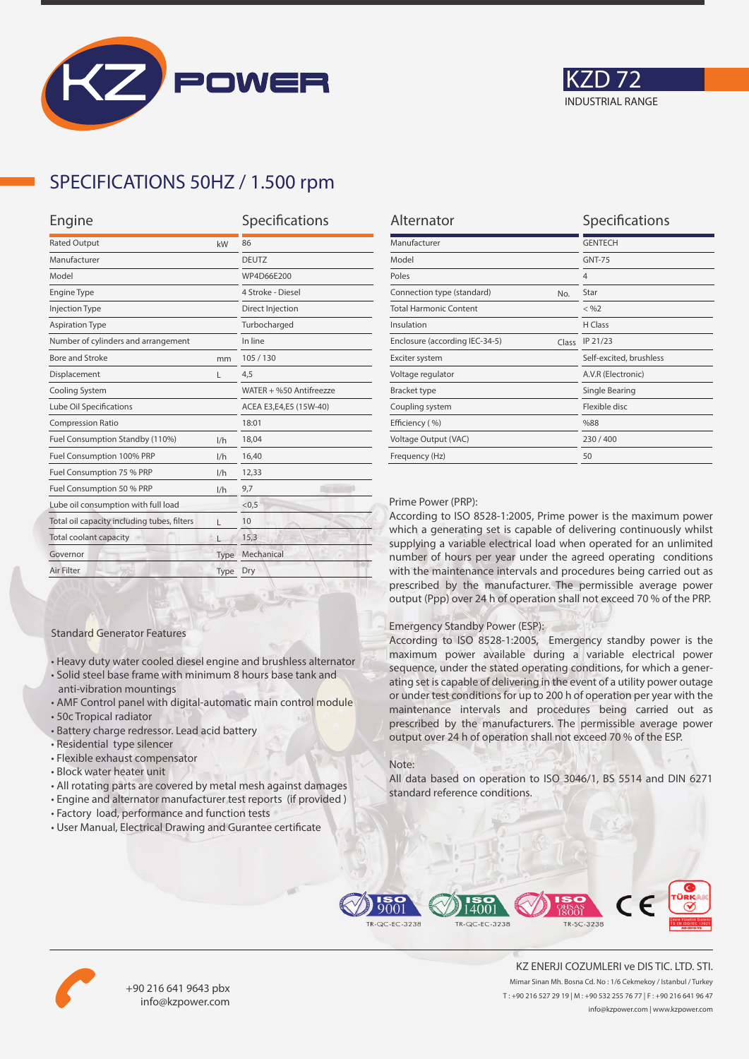# KZD 72

INDUSTRIAL RANGE

## SPECIFICATIONS 50HZ / 1.500 rpm

| Engine | | Specifications |
|---|---|---|
| Rated Output | kW | 86 |
| Manufacturer | | DEUTZ |
| Model | | WP4D66E200 |
| Engine Type | | 4 Stroke - Diesel |
| Injection Type | | Direct Injection |
| Aspiration Type | | Turbocharged |
| Number of cylinders and arrangement | | In line |
| Bore and Stroke | mm | 105 / 130 |
| Displacement | L | 4,5 |
| Cooling System | | WATER + %50 Antifreezze |
| Lube Oil Specifications | | ACEA E3,E4,E5 (15W-40) |
| Compression Ratio | | 18:01 |
| Fuel Consumption Standby (110%) | l/h | 18,04 |
| Fuel Consumption 100% PRP | l/h | 16,40 |
| Fuel Consumption 75 % PRP | l/h | 12,33 |
| Fuel Consumption 50 % PRP | l/h | 9,7 |
| Lube oil consumption with full load | | <0,5 |
| Total oil capacity including tubes, filters | L | 10 |
| Total coolant capacity | L | 15,3 |
| Governor | Type | Mechanical |
| Air Filter | Type | Dry |

| Alternator | | Specifications |
|---|---|---|
| Manufacturer | | GENTECH |
| Model | | GNT-75 |
| Poles | | 4 |
| Connection type (standard) | No. | Star |
| Total Harmonic Content | | < %2 |
| Insulation | | H Class |
| Enclosure (according IEC-34-5) | Class | IP 21/23 |
| Exciter system | | Self-excited, brushless |
| Voltage regulator | | A.V.R (Electronic) |
| Bracket type | | Single Bearing |
| Coupling system | | Flexible disc |
| Efficiency ( %) | | %88 |
| Voltage Output (VAC) | | 230 / 400 |
| Frequency (Hz) | | 50 |

### Standard Generator Features

- Heavy duty water cooled diesel engine and brushless alternator
- Solid steel base frame with minimum 8 hours base tank and anti-vibration mountings
- AMF Control panel with digital-automatic main control module
- 50c Tropical radiator
- Battery charge redressor. Lead acid battery
- Residential type silencer
- Flexible exhaust compensator
- Block water heater unit
- All rotating parts are covered by metal mesh against damages
- Engine and alternator manufacturer test reports (if provided )
- Factory load, performance and function tests
- User Manual, Electrical Drawing and Gurantee certificate

Prime Power (PRP):

According to ISO 8528-1:2005, Prime power is the maximum power which a generating set is capable of delivering continuously whilst supplying a variable electrical load when operated for an unlimited number of hours per year under the agreed operating conditions with the maintenance intervals and procedures being carried out as prescribed by the manufacturer. The permissible average power output (Ppp) over 24 h of operation shall not exceed 70 % of the PRP.

Emergency Standby Power (ESP):

According to ISO 8528-1:2005, Emergency standby power is the maximum power available during a variable electrical power sequence, under the stated operating conditions, for which a generating set is capable of delivering in the event of a utility power outage or under test conditions for up to 200 h of operation per year with the maintenance intervals and procedures being carried out as prescribed by the manufacturers. The permissible average power output over 24 h of operation shall not exceed 70 % of the ESP.

Note:

All data based on operation to ISO 3046/1, BS 5514 and DIN 6271 standard reference conditions.

ISO 9001 TR-QC-EC-3238 | ISO 14001 TR-QC-EC-3238 | ISO OHSAS 18001 TR-SC-3238 | CE | TÜRKAK

+90 216 641 9643 pbx
info@kzpower.com

KZ ENERJI COZUMLERI ve DIS TIC. LTD. STI.
Mimar Sinan Mh. Bosna Cd. No : 1/6 Cekmekoy / Istanbul / Turkey
T : +90 216 527 29 19 | M : +90 532 255 76 77 | F : +90 216 641 96 47
info@kzpower.com | www.kzpower.com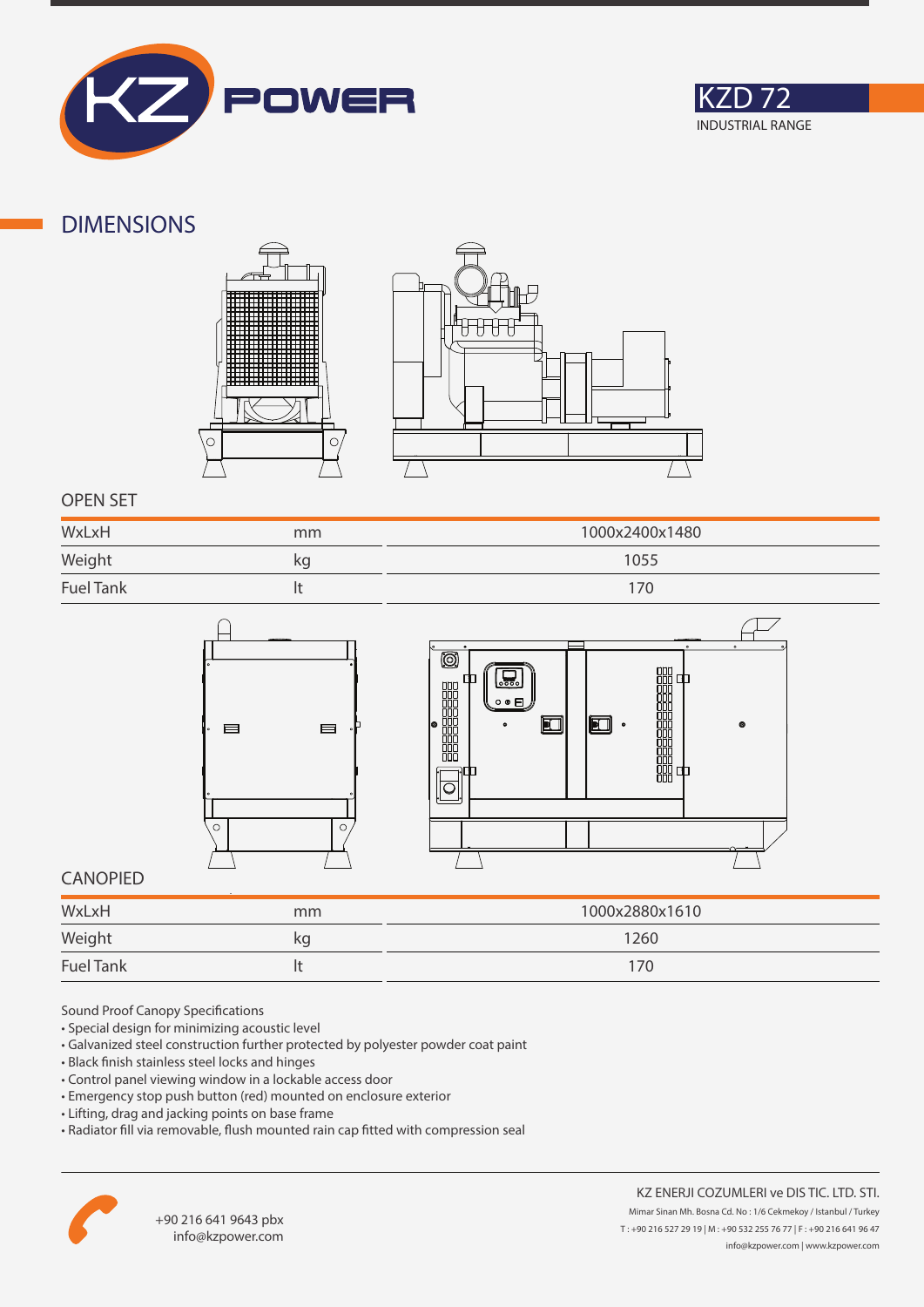KZ POWER

# KZD 72

INDUSTRIAL RANGE

## DIMENSIONS

### OPEN SET

| | | |
|---|---|---|
| WxLxH | mm | 1000x2400x1480 |
| Weight | kg | 1055 |
| Fuel Tank | lt | 170 |

### CANOPIED

| | | |
|---|---|---|
| WxLxH | mm | 1000x2880x1610 |
| Weight | kg | 1260 |
| Fuel Tank | lt | 170 |

Sound Proof Canopy Specifications

- Special design for minimizing acoustic level
- Galvanized steel construction further protected by polyester powder coat paint
- Black finish stainless steel locks and hinges
- Control panel viewing window in a lockable access door
- Emergency stop push button (red) mounted on enclosure exterior
- Lifting, drag and jacking points on base frame
- Radiator fill via removable, flush mounted rain cap fitted with compression seal

+90 216 641 9643 pbx
info@kzpower.com

KZ ENERJI COZUMLERI ve DIS TIC. LTD. STI.
Mimar Sinan Mh. Bosna Cd. No : 1/6 Cekmekoy / Istanbul / Turkey
T : +90 216 527 29 19 | M : +90 532 255 76 77 | F : +90 216 641 96 47
info@kzpower.com | www.kzpower.com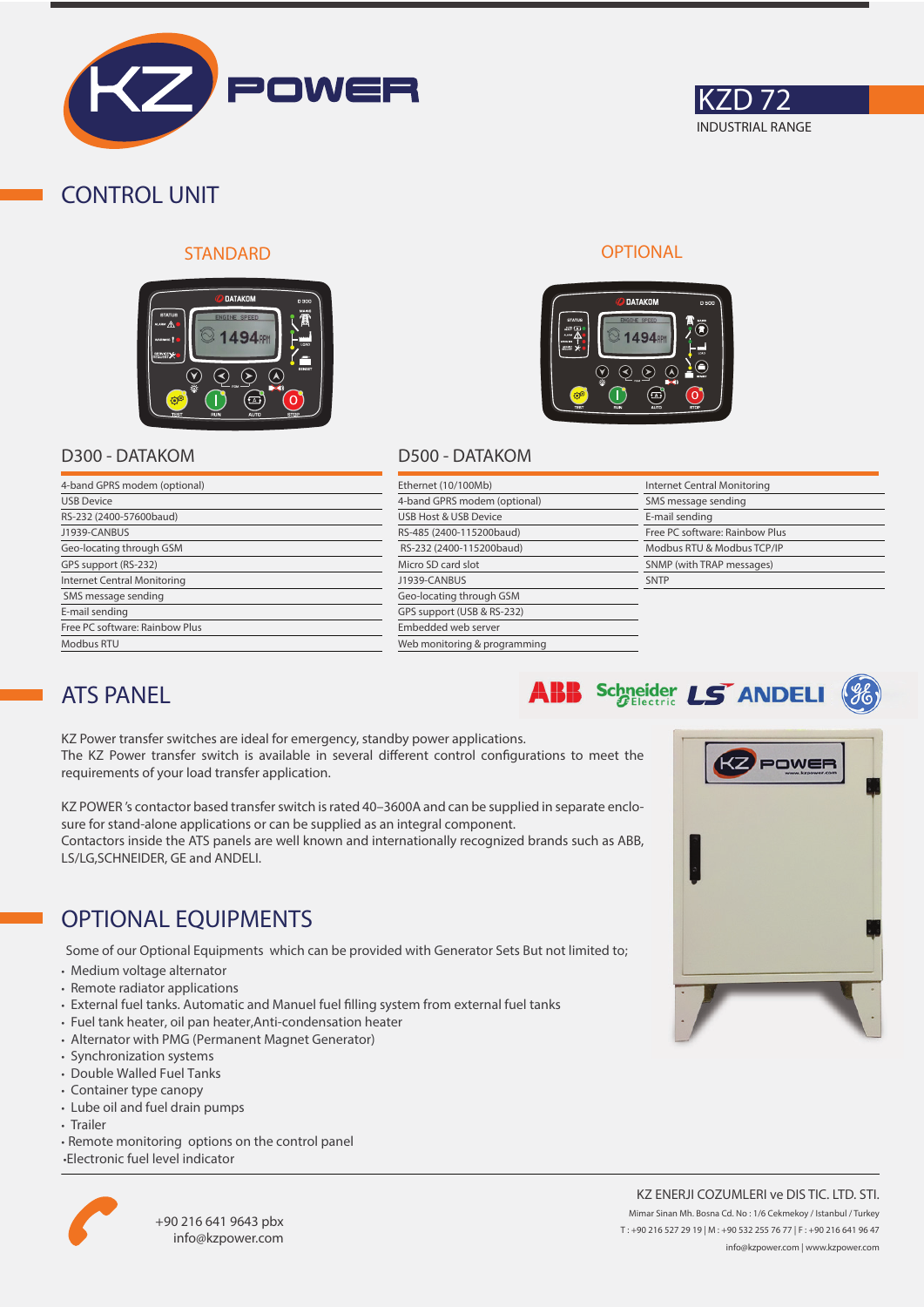KZD 72

INDUSTRIAL RANGE

## CONTROL UNIT

STANDARD

OPTIONAL

### D300 - DATAKOM

| |
|---|
| 4-band GPRS modem (optional) |
| USB Device |
| RS-232 (2400-57600baud) |
| J1939-CANBUS |
| Geo-locating through GSM |
| GPS support (RS-232) |
| Internet Central Monitoring |
| SMS message sending |
| E-mail sending |
| Free PC software: Rainbow Plus |
| Modbus RTU |

### D500 - DATAKOM

| | |
|---|---|
| Ethernet (10/100Mb) | Internet Central Monitoring |
| 4-band GPRS modem (optional) | SMS message sending |
| USB Host & USB Device | E-mail sending |
| RS-485 (2400-115200baud) | Free PC software: Rainbow Plus |
| RS-232 (2400-115200baud) | Modbus RTU & Modbus TCP/IP |
| Micro SD card slot | SNMP (with TRAP messages) |
| J1939-CANBUS | SNTP |
| Geo-locating through GSM | |
| GPS support (USB & RS-232) | |
| Embedded web server | |
| Web monitoring & programming | |

## ATS PANEL

KZ Power transfer switches are ideal for emergency, standby power applications.
The KZ Power transfer switch is available in several different control configurations to meet the requirements of your load transfer application.

KZ POWER 's contactor based transfer switch is rated 40–3600A and can be supplied in separate enclosure for stand-alone applications or can be supplied as an integral component.
Contactors inside the ATS panels are well known and internationally recognized brands such as ABB, LS/LG,SCHNEIDER, GE and ANDELI.

## OPTIONAL EQUIPMENTS

Some of our Optional Equipments which can be provided with Generator Sets But not limited to;

- Medium voltage alternator
- Remote radiator applications
- External fuel tanks. Automatic and Manuel fuel filling system from external fuel tanks
- Fuel tank heater, oil pan heater,Anti-condensation heater
- Alternator with PMG (Permanent Magnet Generator)
- Synchronization systems
- Double Walled Fuel Tanks
- Container type canopy
- Lube oil and fuel drain pumps
- Trailer
- Remote monitoring options on the control panel
- Electronic fuel level indicator

+90 216 641 9643 pbx
info@kzpower.com

KZ ENERJI COZUMLERI ve DIS TIC. LTD. STI.
Mimar Sinan Mh. Bosna Cd. No : 1/6 Cekmekoy / Istanbul / Turkey
T : +90 216 527 29 19 | M : +90 532 255 76 77 | F : +90 216 641 96 47
info@kzpower.com | www.kzpower.com